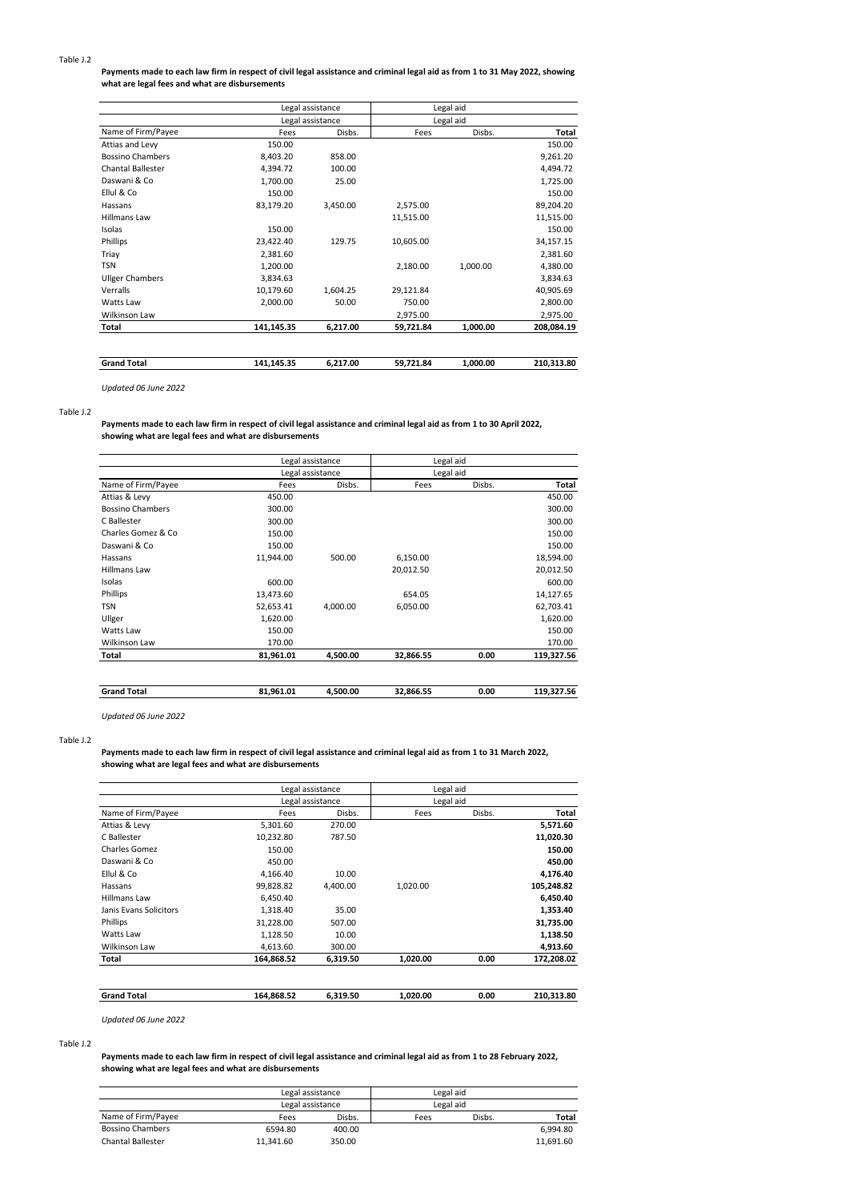Table J.2

**Payments made to each law firm in respect of civil legal assistance and criminal legal aid as from 1 to 31 May 2022, showing what are legal fees and what are disbursements**

| | Legal assistance | | Legal aid | | |
|---|---|---|---|---|---|
| | Legal assistance | | Legal aid | | |
| Name of Firm/Payee | Fees | Disbs. | Fees | Disbs. | **Total** |
| Attias and Levy | 150.00 | | | | 150.00 |
| Bossino Chambers | 8,403.20 | 858.00 | | | 9,261.20 |
| Chantal Ballester | 4,394.72 | 100.00 | | | 4,494.72 |
| Daswani & Co | 1,700.00 | 25.00 | | | 1,725.00 |
| Ellul & Co | 150.00 | | | | 150.00 |
| Hassans | 83,179.20 | 3,450.00 | 2,575.00 | | 89,204.20 |
| Hillmans Law | | | 11,515.00 | | 11,515.00 |
| Isolas | 150.00 | | | | 150.00 |
| Phillips | 23,422.40 | 129.75 | 10,605.00 | | 34,157.15 |
| Triay | 2,381.60 | | | | 2,381.60 |
| TSN | 1,200.00 | | 2,180.00 | 1,000.00 | 4,380.00 |
| Ullger Chambers | 3,834.63 | | | | 3,834.63 |
| Verralls | 10,179.60 | 1,604.25 | 29,121.84 | | 40,905.69 |
| Watts Law | 2,000.00 | 50.00 | 750.00 | | 2,800.00 |
| Wilkinson Law | | | 2,975.00 | | 2,975.00 |
| **Total** | **141,145.35** | **6,217.00** | **59,721.84** | **1,000.00** | **208,084.19** |
| | | | | | |
| **Grand Total** | **141,145.35** | **6,217.00** | **59,721.84** | **1,000.00** | **210,313.80** |

*Updated 06 June 2022*

Table J.2

**Payments made to each law firm in respect of civil legal assistance and criminal legal aid as from 1 to 30 April 2022, showing what are legal fees and what are disbursements**

| | Legal assistance | | Legal aid | | |
|---|---|---|---|---|---|
| | Legal assistance | | Legal aid | | |
| Name of Firm/Payee | Fees | Disbs. | Fees | Disbs. | **Total** |
| Attias & Levy | 450.00 | | | | 450.00 |
| Bossino Chambers | 300.00 | | | | 300.00 |
| C Ballester | 300.00 | | | | 300.00 |
| Charles Gomez & Co | 150.00 | | | | 150.00 |
| Daswani & Co | 150.00 | | | | 150.00 |
| Hassans | 11,944.00 | 500.00 | 6,150.00 | | 18,594.00 |
| Hillmans Law | | | 20,012.50 | | 20,012.50 |
| Isolas | 600.00 | | | | 600.00 |
| Phillips | 13,473.60 | | 654.05 | | 14,127.65 |
| TSN | 52,653.41 | 4,000.00 | 6,050.00 | | 62,703.41 |
| Ullger | 1,620.00 | | | | 1,620.00 |
| Watts Law | 150.00 | | | | 150.00 |
| Wilkinson Law | 170.00 | | | | 170.00 |
| **Total** | **81,961.01** | **4,500.00** | **32,866.55** | **0.00** | **119,327.56** |
| | | | | | |
| **Grand Total** | **81,961.01** | **4,500.00** | **32,866.55** | **0.00** | **119,327.56** |

*Updated 06 June 2022*

Table J.2

**Payments made to each law firm in respect of civil legal assistance and criminal legal aid as from 1 to 31 March 2022, showing what are legal fees and what are disbursements**

| | Legal assistance | | Legal aid | | |
|---|---|---|---|---|---|
| | Legal assistance | | Legal aid | | |
| Name of Firm/Payee | Fees | Disbs. | Fees | Disbs. | **Total** |
| Attias & Levy | 5,301.60 | 270.00 | | | **5,571.60** |
| C Ballester | 10,232.80 | 787.50 | | | **11,020.30** |
| Charles Gomez | 150.00 | | | | **150.00** |
| Daswani & Co | 450.00 | | | | **450.00** |
| Ellul & Co | 4,166.40 | 10.00 | | | **4,176.40** |
| Hassans | 99,828.82 | 4,400.00 | 1,020.00 | | **105,248.82** |
| Hillmans Law | 6,450.40 | | | | **6,450.40** |
| Janis Evans Solicitors | 1,318.40 | 35.00 | | | **1,353.40** |
| Phillips | 31,228.00 | 507.00 | | | **31,735.00** |
| Watts Law | 1,128.50 | 10.00 | | | **1,138.50** |
| Wilkinson Law | 4,613.60 | 300.00 | | | **4,913.60** |
| **Total** | **164,868.52** | **6,319.50** | **1,020.00** | **0.00** | **172,208.02** |
| | | | | | |
| **Grand Total** | **164,868.52** | **6,319.50** | **1,020.00** | **0.00** | **210,313.80** |

*Updated 06 June 2022*

Table J.2

**Payments made to each law firm in respect of civil legal assistance and criminal legal aid as from 1 to 28 February 2022, showing what are legal fees and what are disbursements**

| | Legal assistance | | Legal aid | | |
|---|---|---|---|---|---|
| | Legal assistance | | Legal aid | | |
| Name of Firm/Payee | Fees | Disbs. | Fees | Disbs. | **Total** |
| Bossino Chambers | 6594.80 | 400.00 | | | 6,994.80 |
| Chantal Ballester | 11,341.60 | 350.00 | | | 11,691.60 |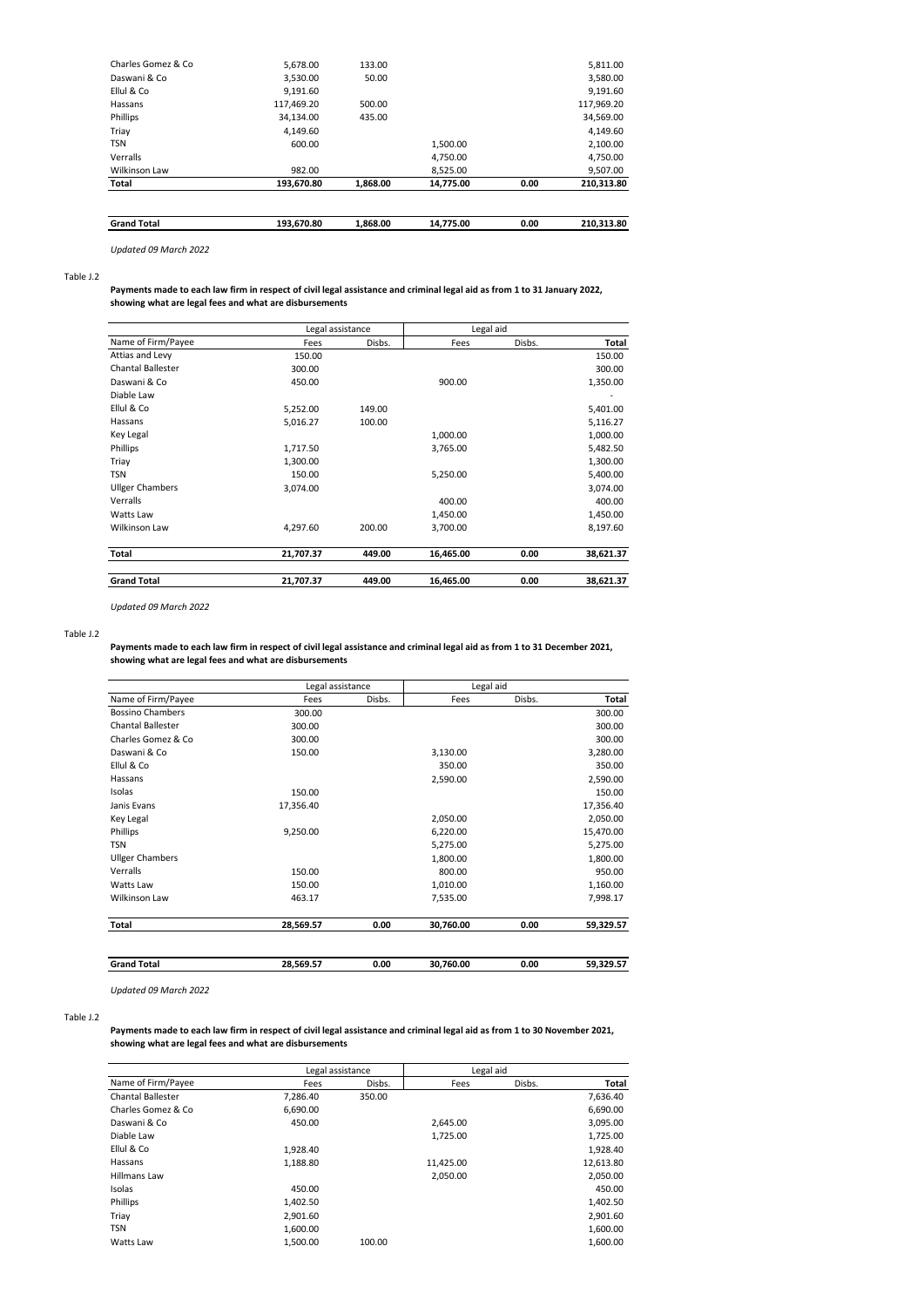| | | | | | |
|---|---|---|---|---|---|
| Charles Gomez & Co | 5,678.00 | 133.00 | | | 5,811.00 |
| Daswani & Co | 3,530.00 | 50.00 | | | 3,580.00 |
| Ellul & Co | 9,191.60 | | | | 9,191.60 |
| Hassans | 117,469.20 | 500.00 | | | 117,969.20 |
| Phillips | 34,134.00 | 435.00 | | | 34,569.00 |
| Triay | 4,149.60 | | | | 4,149.60 |
| TSN | 600.00 | | 1,500.00 | | 2,100.00 |
| Verralls | | | 4,750.00 | | 4,750.00 |
| Wilkinson Law | 982.00 | | 8,525.00 | | 9,507.00 |
| **Total** | **193,670.80** | **1,868.00** | **14,775.00** | **0.00** | **210,313.80** |
| **Grand Total** | **193,670.80** | **1,868.00** | **14,775.00** | **0.00** | **210,313.80** |

*Updated 09 March 2022*

Table J.2

**Payments made to each law firm in respect of civil legal assistance and criminal legal aid as from 1 to 31 January 2022, showing what are legal fees and what are disbursements**

| | Legal assistance | | Legal aid | | |
|---|---|---|---|---|---|
| Name of Firm/Payee | Fees | Disbs. | Fees | Disbs. | Total |
| Attias and Levy | 150.00 | | | | 150.00 |
| Chantal Ballester | 300.00 | | | | 300.00 |
| Daswani & Co | 450.00 | | 900.00 | | 1,350.00 |
| Diable Law | | | | | - |
| Ellul & Co | 5,252.00 | 149.00 | | | 5,401.00 |
| Hassans | 5,016.27 | 100.00 | | | 5,116.27 |
| Key Legal | | | 1,000.00 | | 1,000.00 |
| Phillips | 1,717.50 | | 3,765.00 | | 5,482.50 |
| Triay | 1,300.00 | | | | 1,300.00 |
| TSN | 150.00 | | 5,250.00 | | 5,400.00 |
| Ullger Chambers | 3,074.00 | | | | 3,074.00 |
| Verralls | | | 400.00 | | 400.00 |
| Watts Law | | | 1,450.00 | | 1,450.00 |
| Wilkinson Law | 4,297.60 | 200.00 | 3,700.00 | | 8,197.60 |
| **Total** | **21,707.37** | **449.00** | **16,465.00** | **0.00** | **38,621.37** |
| **Grand Total** | **21,707.37** | **449.00** | **16,465.00** | **0.00** | **38,621.37** |

*Updated 09 March 2022*

Table J.2

**Payments made to each law firm in respect of civil legal assistance and criminal legal aid as from 1 to 31 December 2021, showing what are legal fees and what are disbursements**

| | Legal assistance | | Legal aid | | |
|---|---|---|---|---|---|
| Name of Firm/Payee | Fees | Disbs. | Fees | Disbs. | Total |
| Bossino Chambers | 300.00 | | | | 300.00 |
| Chantal Ballester | 300.00 | | | | 300.00 |
| Charles Gomez & Co | 300.00 | | | | 300.00 |
| Daswani & Co | 150.00 | | 3,130.00 | | 3,280.00 |
| Ellul & Co | | | 350.00 | | 350.00 |
| Hassans | | | 2,590.00 | | 2,590.00 |
| Isolas | 150.00 | | | | 150.00 |
| Janis Evans | 17,356.40 | | | | 17,356.40 |
| Key Legal | | | 2,050.00 | | 2,050.00 |
| Phillips | 9,250.00 | | 6,220.00 | | 15,470.00 |
| TSN | | | 5,275.00 | | 5,275.00 |
| Ullger Chambers | | | 1,800.00 | | 1,800.00 |
| Verralls | 150.00 | | 800.00 | | 950.00 |
| Watts Law | 150.00 | | 1,010.00 | | 1,160.00 |
| Wilkinson Law | 463.17 | | 7,535.00 | | 7,998.17 |
| **Total** | **28,569.57** | **0.00** | **30,760.00** | **0.00** | **59,329.57** |
| **Grand Total** | **28,569.57** | **0.00** | **30,760.00** | **0.00** | **59,329.57** |

*Updated 09 March 2022*

Table J.2

**Payments made to each law firm in respect of civil legal assistance and criminal legal aid as from 1 to 30 November 2021, showing what are legal fees and what are disbursements**

| | Legal assistance | | Legal aid | | |
|---|---|---|---|---|---|
| Name of Firm/Payee | Fees | Disbs. | Fees | Disbs. | Total |
| Chantal Ballester | 7,286.40 | 350.00 | | | 7,636.40 |
| Charles Gomez & Co | 6,690.00 | | | | 6,690.00 |
| Daswani & Co | 450.00 | | 2,645.00 | | 3,095.00 |
| Diable Law | | | 1,725.00 | | 1,725.00 |
| Ellul & Co | 1,928.40 | | | | 1,928.40 |
| Hassans | 1,188.80 | | 11,425.00 | | 12,613.80 |
| Hillmans Law | | | 2,050.00 | | 2,050.00 |
| Isolas | 450.00 | | | | 450.00 |
| Phillips | 1,402.50 | | | | 1,402.50 |
| Triay | 2,901.60 | | | | 2,901.60 |
| TSN | 1,600.00 | | | | 1,600.00 |
| Watts Law | 1,500.00 | 100.00 | | | 1,600.00 |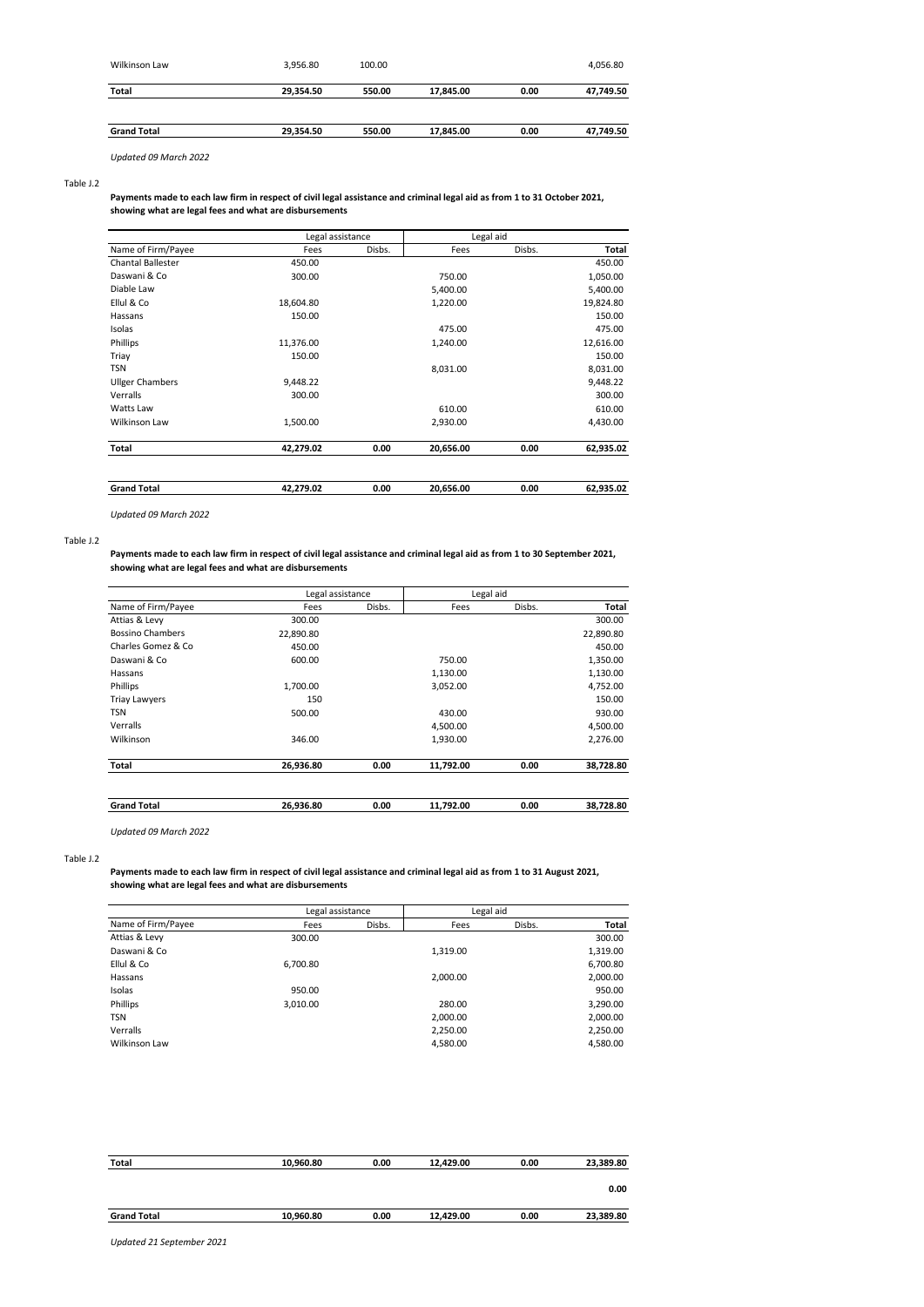| | | | | | |
|---|---|---|---|---|---|
| Wilkinson Law | 3,956.80 | 100.00 | | | 4,056.80 |
| **Total** | **29,354.50** | **550.00** | **17,845.00** | **0.00** | **47,749.50** |
| **Grand Total** | **29,354.50** | **550.00** | **17,845.00** | **0.00** | **47,749.50** |

*Updated 09 March 2022*

Table J.2

**Payments made to each law firm in respect of civil legal assistance and criminal legal aid as from 1 to 31 October 2021, showing what are legal fees and what are disbursements**

| | Legal assistance | | Legal aid | | |
|---|---|---|---|---|---|
| Name of Firm/Payee | Fees | Disbs. | Fees | Disbs. | **Total** |
| Chantal Ballester | 450.00 | | | | 450.00 |
| Daswani & Co | 300.00 | | 750.00 | | 1,050.00 |
| Diable Law | | | 5,400.00 | | 5,400.00 |
| Ellul & Co | 18,604.80 | | 1,220.00 | | 19,824.80 |
| Hassans | 150.00 | | | | 150.00 |
| Isolas | | | 475.00 | | 475.00 |
| Phillips | 11,376.00 | | 1,240.00 | | 12,616.00 |
| Triay | 150.00 | | | | 150.00 |
| TSN | | | 8,031.00 | | 8,031.00 |
| Ullger Chambers | 9,448.22 | | | | 9,448.22 |
| Verralls | 300.00 | | | | 300.00 |
| Watts Law | | | 610.00 | | 610.00 |
| Wilkinson Law | 1,500.00 | | 2,930.00 | | 4,430.00 |
| **Total** | **42,279.02** | **0.00** | **20,656.00** | **0.00** | **62,935.02** |
| **Grand Total** | **42,279.02** | **0.00** | **20,656.00** | **0.00** | **62,935.02** |

*Updated 09 March 2022*

Table J.2

**Payments made to each law firm in respect of civil legal assistance and criminal legal aid as from 1 to 30 September 2021, showing what are legal fees and what are disbursements**

| | Legal assistance | | Legal aid | | |
|---|---|---|---|---|---|
| Name of Firm/Payee | Fees | Disbs. | Fees | Disbs. | **Total** |
| Attias & Levy | 300.00 | | | | 300.00 |
| Bossino Chambers | 22,890.80 | | | | 22,890.80 |
| Charles Gomez & Co | 450.00 | | | | 450.00 |
| Daswani & Co | 600.00 | | 750.00 | | 1,350.00 |
| Hassans | | | 1,130.00 | | 1,130.00 |
| Phillips | 1,700.00 | | 3,052.00 | | 4,752.00 |
| Triay Lawyers | 150 | | | | 150.00 |
| TSN | 500.00 | | 430.00 | | 930.00 |
| Verralls | | | 4,500.00 | | 4,500.00 |
| Wilkinson | 346.00 | | 1,930.00 | | 2,276.00 |
| **Total** | **26,936.80** | **0.00** | **11,792.00** | **0.00** | **38,728.80** |
| **Grand Total** | **26,936.80** | **0.00** | **11,792.00** | **0.00** | **38,728.80** |

*Updated 09 March 2022*

Table J.2

**Payments made to each law firm in respect of civil legal assistance and criminal legal aid as from 1 to 31 August 2021, showing what are legal fees and what are disbursements**

| | Legal assistance | | Legal aid | | |
|---|---|---|---|---|---|
| Name of Firm/Payee | Fees | Disbs. | Fees | Disbs. | **Total** |
| Attias & Levy | 300.00 | | | | 300.00 |
| Daswani & Co | | | 1,319.00 | | 1,319.00 |
| Ellul & Co | 6,700.80 | | | | 6,700.80 |
| Hassans | | | 2,000.00 | | 2,000.00 |
| Isolas | 950.00 | | | | 950.00 |
| Phillips | 3,010.00 | | 280.00 | | 3,290.00 |
| TSN | | | 2,000.00 | | 2,000.00 |
| Verralls | | | 2,250.00 | | 2,250.00 |
| Wilkinson Law | | | 4,580.00 | | 4,580.00 |
| **Total** | **10,960.80** | **0.00** | **12,429.00** | **0.00** | **23,389.80** |
| | | | | | **0.00** |
| **Grand Total** | **10,960.80** | **0.00** | **12,429.00** | **0.00** | **23,389.80** |

*Updated 21 September 2021*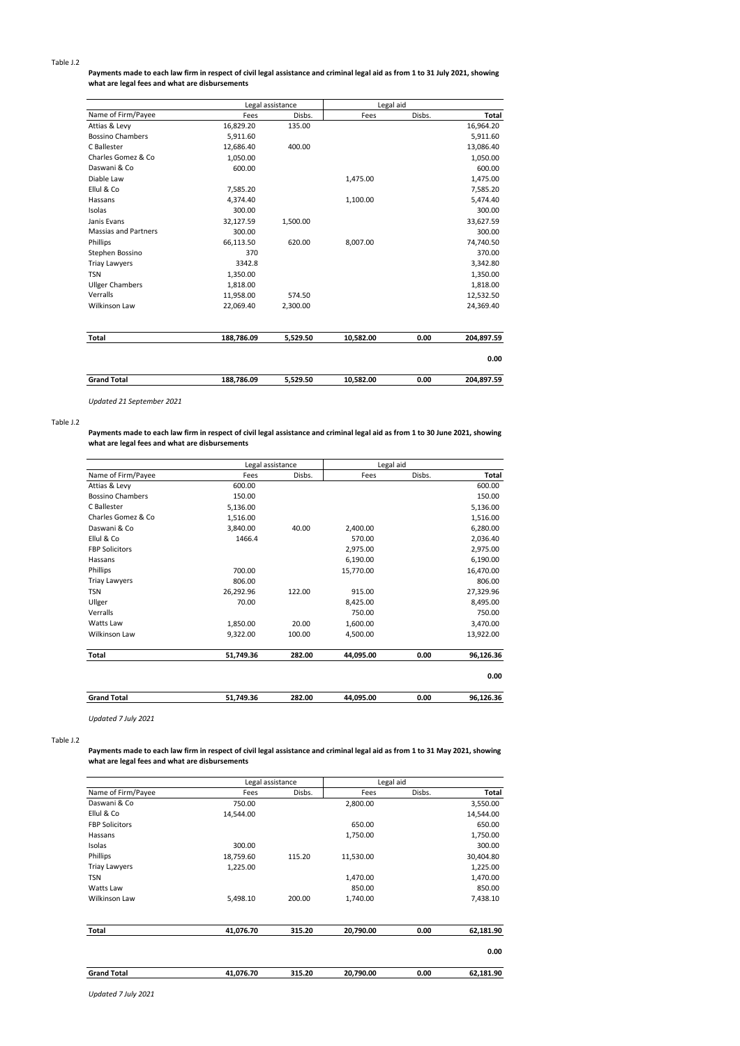Table J.2

**Payments made to each law firm in respect of civil legal assistance and criminal legal aid as from 1 to 31 July 2021, showing what are legal fees and what are disbursements**

| | Legal assistance | | Legal aid | | |
|---|---|---|---|---|---|
| Name of Firm/Payee | Fees | Disbs. | Fees | Disbs. | **Total** |
| Attias & Levy | 16,829.20 | 135.00 | | | 16,964.20 |
| Bossino Chambers | 5,911.60 | | | | 5,911.60 |
| C Ballester | 12,686.40 | 400.00 | | | 13,086.40 |
| Charles Gomez & Co | 1,050.00 | | | | 1,050.00 |
| Daswani & Co | 600.00 | | | | 600.00 |
| Diable Law | | | 1,475.00 | | 1,475.00 |
| Ellul & Co | 7,585.20 | | | | 7,585.20 |
| Hassans | 4,374.40 | | 1,100.00 | | 5,474.40 |
| Isolas | 300.00 | | | | 300.00 |
| Janis Evans | 32,127.59 | 1,500.00 | | | 33,627.59 |
| Massias and Partners | 300.00 | | | | 300.00 |
| Phillips | 66,113.50 | 620.00 | 8,007.00 | | 74,740.50 |
| Stephen Bossino | 370 | | | | 370.00 |
| Triay Lawyers | 3342.8 | | | | 3,342.80 |
| TSN | 1,350.00 | | | | 1,350.00 |
| Ullger Chambers | 1,818.00 | | | | 1,818.00 |
| Verralls | 11,958.00 | 574.50 | | | 12,532.50 |
| Wilkinson Law | 22,069.40 | 2,300.00 | | | 24,369.40 |
| **Total** | **188,786.09** | **5,529.50** | **10,582.00** | **0.00** | **204,897.59** |
| | | | | | **0.00** |
| **Grand Total** | **188,786.09** | **5,529.50** | **10,582.00** | **0.00** | **204,897.59** |

*Updated 21 September 2021*

Table J.2

**Payments made to each law firm in respect of civil legal assistance and criminal legal aid as from 1 to 30 June 2021, showing what are legal fees and what are disbursements**

| | Legal assistance | | Legal aid | | |
|---|---|---|---|---|---|
| Name of Firm/Payee | Fees | Disbs. | Fees | Disbs. | **Total** |
| Attias & Levy | 600.00 | | | | 600.00 |
| Bossino Chambers | 150.00 | | | | 150.00 |
| C Ballester | 5,136.00 | | | | 5,136.00 |
| Charles Gomez & Co | 1,516.00 | | | | 1,516.00 |
| Daswani & Co | 3,840.00 | 40.00 | 2,400.00 | | 6,280.00 |
| Ellul & Co | 1466.4 | | 570.00 | | 2,036.40 |
| FBP Solicitors | | | 2,975.00 | | 2,975.00 |
| Hassans | | | 6,190.00 | | 6,190.00 |
| Phillips | 700.00 | | 15,770.00 | | 16,470.00 |
| Triay Lawyers | 806.00 | | | | 806.00 |
| TSN | 26,292.96 | 122.00 | 915.00 | | 27,329.96 |
| Ullger | 70.00 | | 8,425.00 | | 8,495.00 |
| Verralls | | | 750.00 | | 750.00 |
| Watts Law | 1,850.00 | 20.00 | 1,600.00 | | 3,470.00 |
| Wilkinson Law | 9,322.00 | 100.00 | 4,500.00 | | 13,922.00 |
| **Total** | **51,749.36** | **282.00** | **44,095.00** | **0.00** | **96,126.36** |
| | | | | | **0.00** |
| **Grand Total** | **51,749.36** | **282.00** | **44,095.00** | **0.00** | **96,126.36** |

*Updated 7 July 2021*

Table J.2

**Payments made to each law firm in respect of civil legal assistance and criminal legal aid as from 1 to 31 May 2021, showing what are legal fees and what are disbursements**

| | Legal assistance | | Legal aid | | |
|---|---|---|---|---|---|
| Name of Firm/Payee | Fees | Disbs. | Fees | Disbs. | **Total** |
| Daswani & Co | 750.00 | | 2,800.00 | | 3,550.00 |
| Ellul & Co | 14,544.00 | | | | 14,544.00 |
| FBP Solicitors | | | 650.00 | | 650.00 |
| Hassans | | | 1,750.00 | | 1,750.00 |
| Isolas | 300.00 | | | | 300.00 |
| Phillips | 18,759.60 | 115.20 | 11,530.00 | | 30,404.80 |
| Triay Lawyers | 1,225.00 | | | | 1,225.00 |
| TSN | | | 1,470.00 | | 1,470.00 |
| Watts Law | | | 850.00 | | 850.00 |
| Wilkinson Law | 5,498.10 | 200.00 | 1,740.00 | | 7,438.10 |
| **Total** | **41,076.70** | **315.20** | **20,790.00** | **0.00** | **62,181.90** |
| | | | | | **0.00** |
| **Grand Total** | **41,076.70** | **315.20** | **20,790.00** | **0.00** | **62,181.90** |

*Updated 7 July 2021*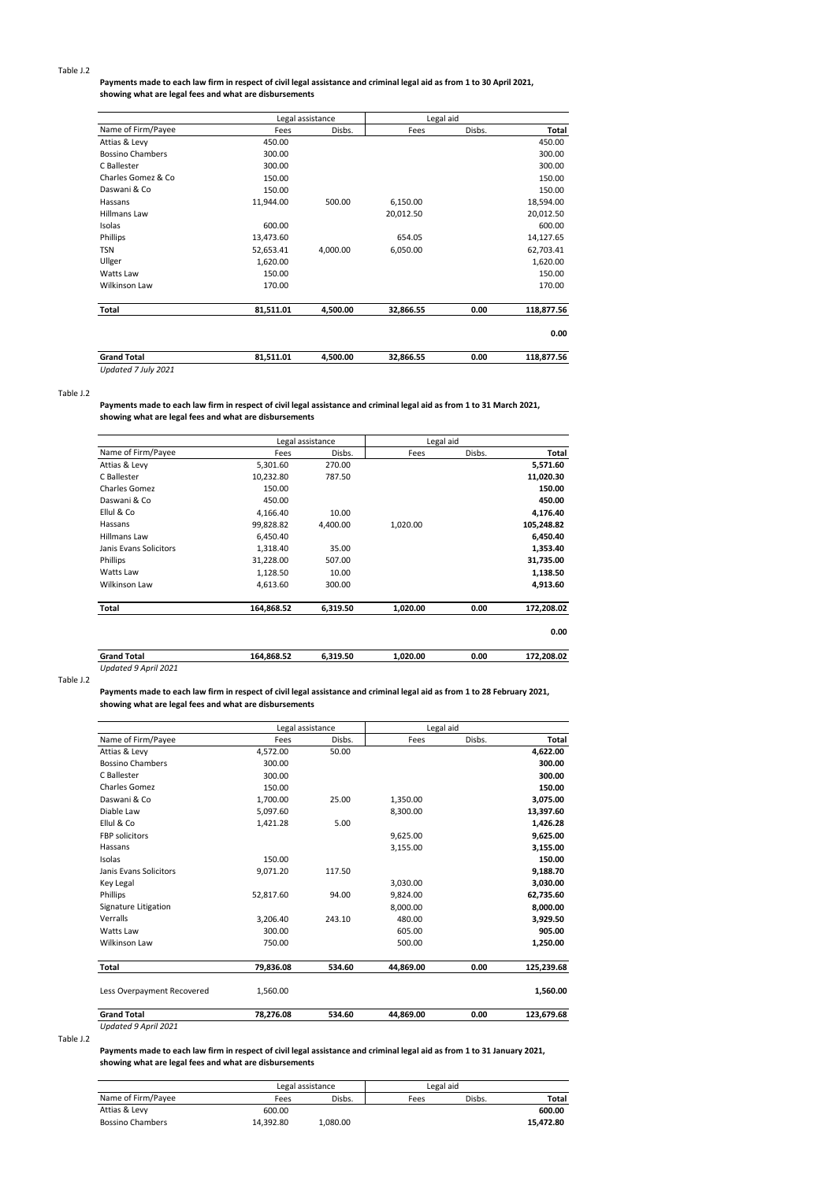Table J.2

**Payments made to each law firm in respect of civil legal assistance and criminal legal aid as from 1 to 30 April 2021, showing what are legal fees and what are disbursements**

| | Legal assistance | | Legal aid | | |
|---|---|---|---|---|---|
| Name of Firm/Payee | Fees | Disbs. | Fees | Disbs. | **Total** |
| Attias & Levy | 450.00 | | | | 450.00 |
| Bossino Chambers | 300.00 | | | | 300.00 |
| C Ballester | 300.00 | | | | 300.00 |
| Charles Gomez & Co | 150.00 | | | | 150.00 |
| Daswani & Co | 150.00 | | | | 150.00 |
| Hassans | 11,944.00 | 500.00 | 6,150.00 | | 18,594.00 |
| Hillmans Law | | | 20,012.50 | | 20,012.50 |
| Isolas | 600.00 | | | | 600.00 |
| Phillips | 13,473.60 | | 654.05 | | 14,127.65 |
| TSN | 52,653.41 | 4,000.00 | 6,050.00 | | 62,703.41 |
| Ullger | 1,620.00 | | | | 1,620.00 |
| Watts Law | 150.00 | | | | 150.00 |
| Wilkinson Law | 170.00 | | | | 170.00 |
| **Total** | **81,511.01** | **4,500.00** | **32,866.55** | **0.00** | **118,877.56** |
| | | | | | **0.00** |
| **Grand Total** | **81,511.01** | **4,500.00** | **32,866.55** | **0.00** | **118,877.56** |

*Updated 7 July 2021*

Table J.2

**Payments made to each law firm in respect of civil legal assistance and criminal legal aid as from 1 to 31 March 2021, showing what are legal fees and what are disbursements**

| | Legal assistance | | Legal aid | | |
|---|---|---|---|---|---|
| Name of Firm/Payee | Fees | Disbs. | Fees | Disbs. | **Total** |
| Attias & Levy | 5,301.60 | 270.00 | | | **5,571.60** |
| C Ballester | 10,232.80 | 787.50 | | | **11,020.30** |
| Charles Gomez | 150.00 | | | | **150.00** |
| Daswani & Co | 450.00 | | | | **450.00** |
| Ellul & Co | 4,166.40 | 10.00 | | | **4,176.40** |
| Hassans | 99,828.82 | 4,400.00 | 1,020.00 | | **105,248.82** |
| Hillmans Law | 6,450.40 | | | | **6,450.40** |
| Janis Evans Solicitors | 1,318.40 | 35.00 | | | **1,353.40** |
| Phillips | 31,228.00 | 507.00 | | | **31,735.00** |
| Watts Law | 1,128.50 | 10.00 | | | **1,138.50** |
| Wilkinson Law | 4,613.60 | 300.00 | | | **4,913.60** |
| **Total** | **164,868.52** | **6,319.50** | **1,020.00** | **0.00** | **172,208.02** |
| | | | | | **0.00** |
| **Grand Total** | **164,868.52** | **6,319.50** | **1,020.00** | **0.00** | **172,208.02** |

*Updated 9 April 2021*

Table J.2

**Payments made to each law firm in respect of civil legal assistance and criminal legal aid as from 1 to 28 February 2021, showing what are legal fees and what are disbursements**

| | Legal assistance | | Legal aid | | |
|---|---|---|---|---|---|
| Name of Firm/Payee | Fees | Disbs. | Fees | Disbs. | **Total** |
| Attias & Levy | 4,572.00 | 50.00 | | | **4,622.00** |
| Bossino Chambers | 300.00 | | | | **300.00** |
| C Ballester | 300.00 | | | | **300.00** |
| Charles Gomez | 150.00 | | | | **150.00** |
| Daswani & Co | 1,700.00 | 25.00 | 1,350.00 | | **3,075.00** |
| Diable Law | 5,097.60 | | 8,300.00 | | **13,397.60** |
| Ellul & Co | 1,421.28 | 5.00 | | | **1,426.28** |
| FBP solicitors | | | 9,625.00 | | **9,625.00** |
| Hassans | | | 3,155.00 | | **3,155.00** |
| Isolas | 150.00 | | | | **150.00** |
| Janis Evans Solicitors | 9,071.20 | 117.50 | | | **9,188.70** |
| Key Legal | | | 3,030.00 | | **3,030.00** |
| Phillips | 52,817.60 | 94.00 | 9,824.00 | | **62,735.60** |
| Signature Litigation | | | 8,000.00 | | **8,000.00** |
| Verralls | 3,206.40 | 243.10 | 480.00 | | **3,929.50** |
| Watts Law | 300.00 | | 605.00 | | **905.00** |
| Wilkinson Law | 750.00 | | 500.00 | | **1,250.00** |
| **Total** | **79,836.08** | **534.60** | **44,869.00** | **0.00** | **125,239.68** |
| Less Overpayment Recovered | 1,560.00 | | | | **1,560.00** |
| **Grand Total** | **78,276.08** | **534.60** | **44,869.00** | **0.00** | **123,679.68** |

*Updated 9 April 2021*

Table J.2

**Payments made to each law firm in respect of civil legal assistance and criminal legal aid as from 1 to 31 January 2021, showing what are legal fees and what are disbursements**

| | Legal assistance | | Legal aid | | |
|---|---|---|---|---|---|
| Name of Firm/Payee | Fees | Disbs. | Fees | Disbs. | **Total** |
| Attias & Levy | 600.00 | | | | **600.00** |
| Bossino Chambers | 14,392.80 | 1,080.00 | | | **15,472.80** |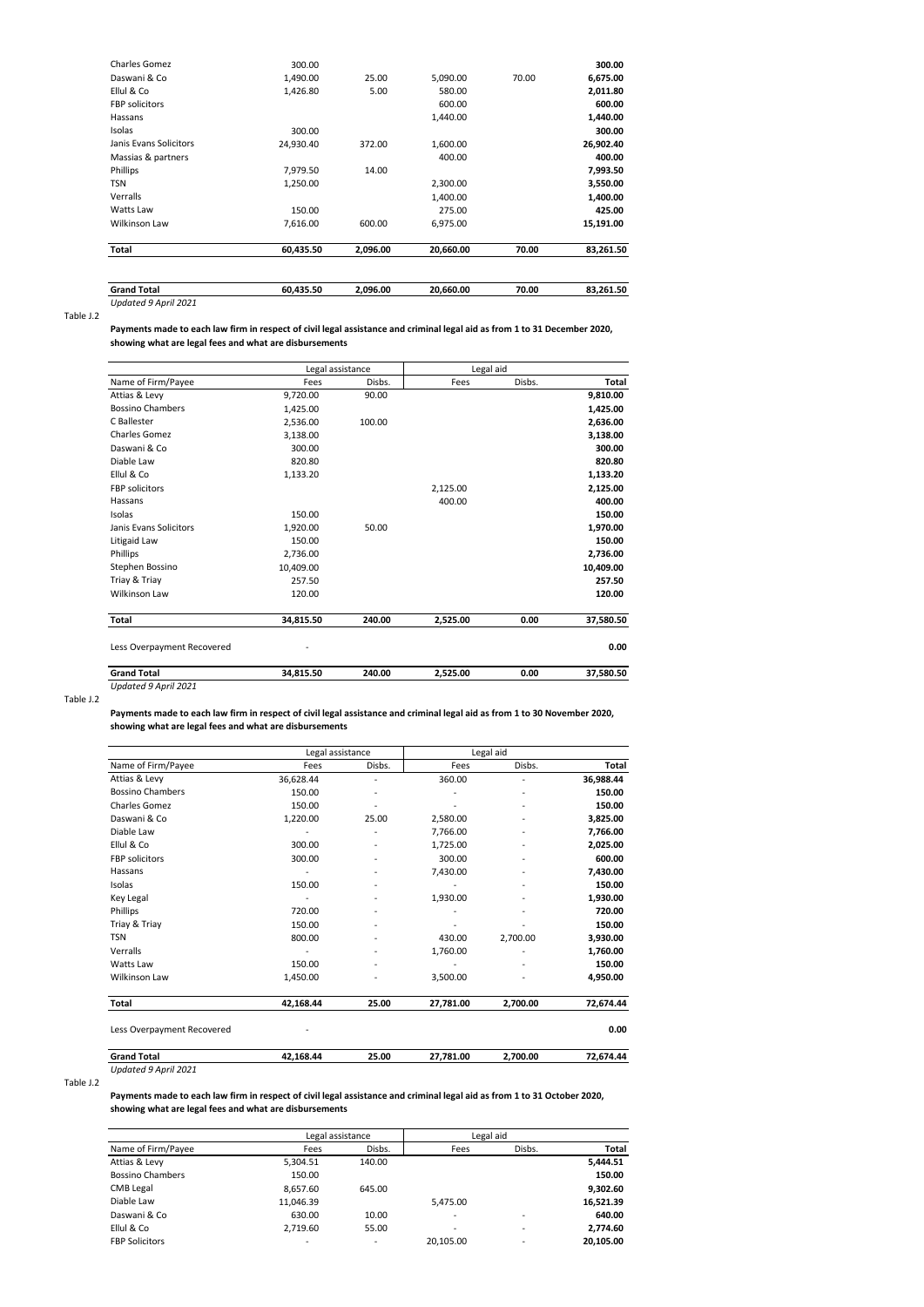| | | | | | |
|---|---|---|---|---|---|
| Charles Gomez | 300.00 | | | | **300.00** |
| Daswani & Co | 1,490.00 | 25.00 | 5,090.00 | 70.00 | **6,675.00** |
| Ellul & Co | 1,426.80 | 5.00 | 580.00 | | **2,011.80** |
| FBP solicitors | | | 600.00 | | **600.00** |
| Hassans | | | 1,440.00 | | **1,440.00** |
| Isolas | 300.00 | | | | **300.00** |
| Janis Evans Solicitors | 24,930.40 | 372.00 | 1,600.00 | | **26,902.40** |
| Massias & partners | | | 400.00 | | **400.00** |
| Phillips | 7,979.50 | 14.00 | | | **7,993.50** |
| TSN | 1,250.00 | | 2,300.00 | | **3,550.00** |
| Verralls | | | 1,400.00 | | **1,400.00** |
| Watts Law | 150.00 | | 275.00 | | **425.00** |
| Wilkinson Law | 7,616.00 | 600.00 | 6,975.00 | | **15,191.00** |
| **Total** | **60,435.50** | **2,096.00** | **20,660.00** | **70.00** | **83,261.50** |
| **Grand Total** | **60,435.50** | **2,096.00** | **20,660.00** | **70.00** | **83,261.50** |

*Updated 9 April 2021*

Table J.2

**Payments made to each law firm in respect of civil legal assistance and criminal legal aid as from 1 to 31 December 2020, showing what are legal fees and what are disbursements**

| | Legal assistance | | Legal aid | | |
|---|---|---|---|---|---|
| Name of Firm/Payee | Fees | Disbs. | Fees | Disbs. | **Total** |
| Attias & Levy | 9,720.00 | 90.00 | | | **9,810.00** |
| Bossino Chambers | 1,425.00 | | | | **1,425.00** |
| C Ballester | 2,536.00 | 100.00 | | | **2,636.00** |
| Charles Gomez | 3,138.00 | | | | **3,138.00** |
| Daswani & Co | 300.00 | | | | **300.00** |
| Diable Law | 820.80 | | | | **820.80** |
| Ellul & Co | 1,133.20 | | | | **1,133.20** |
| FBP solicitors | | | 2,125.00 | | **2,125.00** |
| Hassans | | | 400.00 | | **400.00** |
| Isolas | 150.00 | | | | **150.00** |
| Janis Evans Solicitors | 1,920.00 | 50.00 | | | **1,970.00** |
| Litigaid Law | 150.00 | | | | **150.00** |
| Phillips | 2,736.00 | | | | **2,736.00** |
| Stephen Bossino | 10,409.00 | | | | **10,409.00** |
| Triay & Triay | 257.50 | | | | **257.50** |
| Wilkinson Law | 120.00 | | | | **120.00** |
| **Total** | **34,815.50** | **240.00** | **2,525.00** | **0.00** | **37,580.50** |
| Less Overpayment Recovered | - | | | | **0.00** |
| **Grand Total** | **34,815.50** | **240.00** | **2,525.00** | **0.00** | **37,580.50** |

*Updated 9 April 2021*

Table J.2

**Payments made to each law firm in respect of civil legal assistance and criminal legal aid as from 1 to 30 November 2020, showing what are legal fees and what are disbursements**

| | Legal assistance | | Legal aid | | |
|---|---|---|---|---|---|
| Name of Firm/Payee | Fees | Disbs. | Fees | Disbs. | **Total** |
| Attias & Levy | 36,628.44 | - | 360.00 | - | **36,988.44** |
| Bossino Chambers | 150.00 | - | - | - | **150.00** |
| Charles Gomez | 150.00 | - | - | - | **150.00** |
| Daswani & Co | 1,220.00 | 25.00 | 2,580.00 | - | **3,825.00** |
| Diable Law | - | - | 7,766.00 | - | **7,766.00** |
| Ellul & Co | 300.00 | - | 1,725.00 | - | **2,025.00** |
| FBP solicitors | 300.00 | - | 300.00 | - | **600.00** |
| Hassans | - | - | 7,430.00 | - | **7,430.00** |
| Isolas | 150.00 | - | - | - | **150.00** |
| Key Legal | - | - | 1,930.00 | - | **1,930.00** |
| Phillips | 720.00 | - | - | - | **720.00** |
| Triay & Triay | 150.00 | - | - | - | **150.00** |
| TSN | 800.00 | - | 430.00 | 2,700.00 | **3,930.00** |
| Verralls | - | - | 1,760.00 | - | **1,760.00** |
| Watts Law | 150.00 | - | - | - | **150.00** |
| Wilkinson Law | 1,450.00 | - | 3,500.00 | - | **4,950.00** |
| **Total** | **42,168.44** | **25.00** | **27,781.00** | **2,700.00** | **72,674.44** |
| Less Overpayment Recovered | - | | | | **0.00** |
| **Grand Total** | **42,168.44** | **25.00** | **27,781.00** | **2,700.00** | **72,674.44** |

*Updated 9 April 2021*

Table J.2

**Payments made to each law firm in respect of civil legal assistance and criminal legal aid as from 1 to 31 October 2020, showing what are legal fees and what are disbursements**

| | Legal assistance | | Legal aid | | |
|---|---|---|---|---|---|
| Name of Firm/Payee | Fees | Disbs. | Fees | Disbs. | **Total** |
| Attias & Levy | 5,304.51 | 140.00 | | | **5,444.51** |
| Bossino Chambers | 150.00 | | | | **150.00** |
| CMB Legal | 8,657.60 | 645.00 | | | **9,302.60** |
| Diable Law | 11,046.39 | | 5,475.00 | | **16,521.39** |
| Daswani & Co | 630.00 | 10.00 | - | - | **640.00** |
| Ellul & Co | 2,719.60 | 55.00 | - | - | **2,774.60** |
| FBP Solicitors | - | - | 20,105.00 | - | **20,105.00** |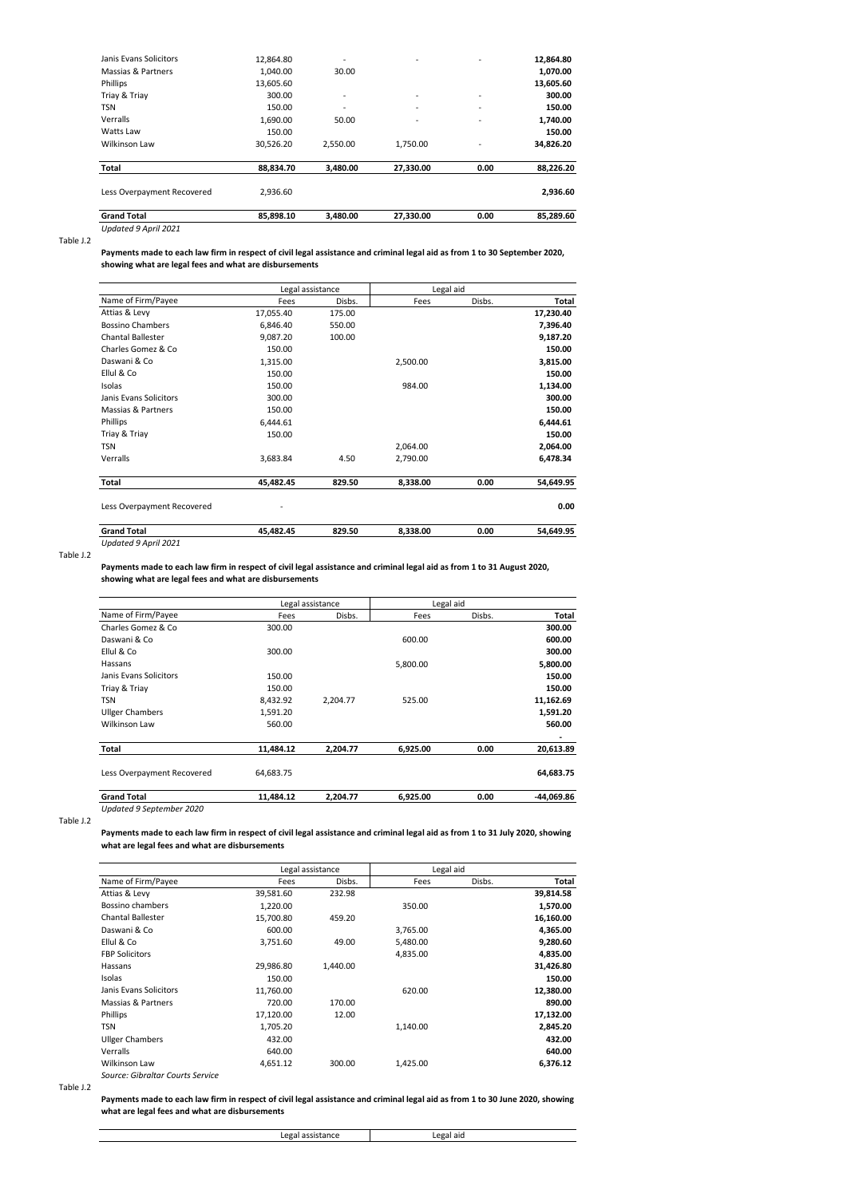| Name of Firm/Payee | Fees | Disbs. | Fees | Disbs. | Total |
|---|---|---|---|---|---|
| Janis Evans Solicitors | 12,864.80 | - | - | - | 12,864.80 |
| Massias & Partners | 1,040.00 | 30.00 | | | 1,070.00 |
| Phillips | 13,605.60 | | | | 13,605.60 |
| Triay & Triay | 300.00 | - | - | - | 300.00 |
| TSN | 150.00 | - | - | - | 150.00 |
| Verralls | 1,690.00 | 50.00 | - | - | 1,740.00 |
| Watts Law | 150.00 | | | | 150.00 |
| Wilkinson Law | 30,526.20 | 2,550.00 | 1,750.00 | - | 34,826.20 |
| **Total** | **88,834.70** | **3,480.00** | **27,330.00** | **0.00** | **88,226.20** |
| Less Overpayment Recovered | 2,936.60 | | | | **2,936.60** |
| **Grand Total** | **85,898.10** | **3,480.00** | **27,330.00** | **0.00** | **85,289.60** |

*Updated 9 April 2021*

Table J.2

**Payments made to each law firm in respect of civil legal assistance and criminal legal aid as from 1 to 30 September 2020, showing what are legal fees and what are disbursements**

| | Legal assistance | | Legal aid | | |
|---|---|---|---|---|---|
| Name of Firm/Payee | Fees | Disbs. | Fees | Disbs. | Total |
| Attias & Levy | 17,055.40 | 175.00 | | | 17,230.40 |
| Bossino Chambers | 6,846.40 | 550.00 | | | 7,396.40 |
| Chantal Ballester | 9,087.20 | 100.00 | | | 9,187.20 |
| Charles Gomez & Co | 150.00 | | | | 150.00 |
| Daswani & Co | 1,315.00 | | 2,500.00 | | 3,815.00 |
| Ellul & Co | 150.00 | | | | 150.00 |
| Isolas | 150.00 | | 984.00 | | 1,134.00 |
| Janis Evans Solicitors | 300.00 | | | | 300.00 |
| Massias & Partners | 150.00 | | | | 150.00 |
| Phillips | 6,444.61 | | | | 6,444.61 |
| Triay & Triay | 150.00 | | | | 150.00 |
| TSN | | | 2,064.00 | | 2,064.00 |
| Verralls | 3,683.84 | 4.50 | 2,790.00 | | 6,478.34 |
| **Total** | **45,482.45** | **829.50** | **8,338.00** | **0.00** | **54,649.95** |
| Less Overpayment Recovered | - | | | | **0.00** |
| **Grand Total** | **45,482.45** | **829.50** | **8,338.00** | **0.00** | **54,649.95** |

*Updated 9 April 2021*

Table J.2

**Payments made to each law firm in respect of civil legal assistance and criminal legal aid as from 1 to 31 August 2020, showing what are legal fees and what are disbursements**

| | Legal assistance | | Legal aid | | |
|---|---|---|---|---|---|
| Name of Firm/Payee | Fees | Disbs. | Fees | Disbs. | Total |
| Charles Gomez & Co | 300.00 | | | | 300.00 |
| Daswani & Co | | | 600.00 | | 600.00 |
| Ellul & Co | 300.00 | | | | 300.00 |
| Hassans | | | 5,800.00 | | 5,800.00 |
| Janis Evans Solicitors | 150.00 | | | | 150.00 |
| Triay & Triay | 150.00 | | | | 150.00 |
| TSN | 8,432.92 | 2,204.77 | 525.00 | | 11,162.69 |
| Ullger Chambers | 1,591.20 | | | | 1,591.20 |
| Wilkinson Law | 560.00 | | | | 560.00 |
| | | | | | - |
| **Total** | **11,484.12** | **2,204.77** | **6,925.00** | **0.00** | **20,613.89** |
| Less Overpayment Recovered | 64,683.75 | | | | **64,683.75** |
| **Grand Total** | **11,484.12** | **2,204.77** | **6,925.00** | **0.00** | **-44,069.86** |

*Updated 9 September 2020*

Table J.2

**Payments made to each law firm in respect of civil legal assistance and criminal legal aid as from 1 to 31 July 2020, showing what are legal fees and what are disbursements**

| | Legal assistance | | Legal aid | | |
|---|---|---|---|---|---|
| Name of Firm/Payee | Fees | Disbs. | Fees | Disbs. | Total |
| Attias & Levy | 39,581.60 | 232.98 | | | 39,814.58 |
| Bossino chambers | 1,220.00 | | 350.00 | | 1,570.00 |
| Chantal Ballester | 15,700.80 | 459.20 | | | 16,160.00 |
| Daswani & Co | 600.00 | | 3,765.00 | | 4,365.00 |
| Ellul & Co | 3,751.60 | 49.00 | 5,480.00 | | 9,280.60 |
| FBP Solicitors | | | 4,835.00 | | 4,835.00 |
| Hassans | 29,986.80 | 1,440.00 | | | 31,426.80 |
| Isolas | 150.00 | | | | 150.00 |
| Janis Evans Solicitors | 11,760.00 | | 620.00 | | 12,380.00 |
| Massias & Partners | 720.00 | 170.00 | | | 890.00 |
| Phillips | 17,120.00 | 12.00 | | | 17,132.00 |
| TSN | 1,705.20 | | 1,140.00 | | 2,845.20 |
| Ullger Chambers | 432.00 | | | | 432.00 |
| Verralls | 640.00 | | | | 640.00 |
| Wilkinson Law | 4,651.12 | 300.00 | 1,425.00 | | 6,376.12 |

*Source: Gibraltar Courts Service*

Table J.2

**Payments made to each law firm in respect of civil legal assistance and criminal legal aid as from 1 to 30 June 2020, showing what are legal fees and what are disbursements**

| Legal assistance | | Legal aid | |
|---|---|---|---|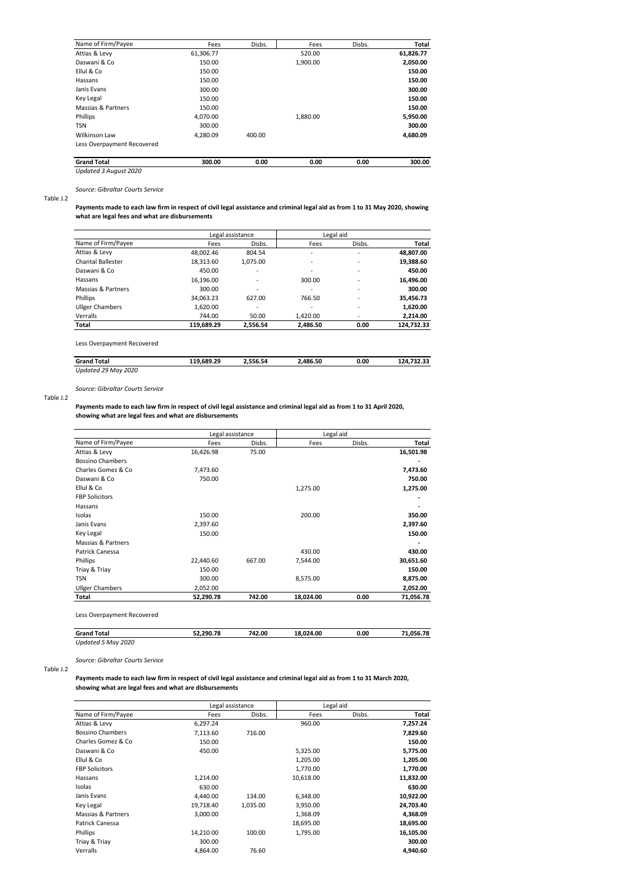| Name of Firm/Payee | Fees | Disbs. | Fees | Disbs. | Total |
|---|---|---|---|---|---|
| Attias & Levy | 61,306.77 | | 520.00 | | **61,826.77** |
| Daswani & Co | 150.00 | | 1,900.00 | | **2,050.00** |
| Ellul & Co | 150.00 | | | | **150.00** |
| Hassans | 150.00 | | | | **150.00** |
| Janis Evans | 300.00 | | | | **300.00** |
| Key Legal | 150.00 | | | | **150.00** |
| Massias & Partners | 150.00 | | | | **150.00** |
| Phillips | 4,070.00 | | 1,880.00 | | **5,950.00** |
| TSN | 300.00 | | | | **300.00** |
| Wilkinson Law | 4,280.09 | 400.00 | | | **4,680.09** |
| Less Overpayment Recovered | | | | | |
| **Grand Total** | **300.00** | **0.00** | **0.00** | **0.00** | **300.00** |

*Updated 3 August 2020*

*Source: Gibraltar Courts Service*

Table J.2

**Payments made to each law firm in respect of civil legal assistance and criminal legal aid as from 1 to 31 May 2020, showing what are legal fees and what are disbursements**

| | Legal assistance | | Legal aid | | |
|---|---|---|---|---|---|
| Name of Firm/Payee | Fees | Disbs. | Fees | Disbs. | Total |
| Attias & Levy | 48,002.46 | 804.54 | - | - | **48,807.00** |
| Chantal Ballester | 18,313.60 | 1,075.00 | - | - | **19,388.60** |
| Daswani & Co | 450.00 | - | - | - | **450.00** |
| Hassans | 16,196.00 | - | 300.00 | - | **16,496.00** |
| Massias & Partners | 300.00 | - | - | - | **300.00** |
| Phillips | 34,063.23 | 627.00 | 766.50 | - | **35,456.73** |
| Ullger Chambers | 1,620.00 | - | - | - | **1,620.00** |
| Verralls | 744.00 | 50.00 | 1,420.00 | - | **2,214.00** |
| **Total** | **119,689.29** | **2,556.54** | **2,486.50** | **0.00** | **124,732.33** |
| Less Overpayment Recovered | | | | | |
| **Grand Total** | **119,689.29** | **2,556.54** | **2,486.50** | **0.00** | **124,732.33** |

*Updated 29 May 2020*

*Source: Gibraltar Courts Service*

Table J.2

**Payments made to each law firm in respect of civil legal assistance and criminal legal aid as from 1 to 31 April 2020, showing what are legal fees and what are disbursements**

| | Legal assistance | | Legal aid | | |
|---|---|---|---|---|---|
| Name of Firm/Payee | Fees | Disbs. | Fees | Disbs. | Total |
| Attias & Levy | 16,426.98 | 75.00 | | | **16,501.98** |
| Bossino Chambers | | | | | **-** |
| Charles Gomez & Co | 7,473.60 | | | | **7,473.60** |
| Daswani & Co | 750.00 | | | | **750.00** |
| Ellul & Co | | | 1,275.00 | | **1,275.00** |
| FBP Solicitors | | | | | **-** |
| Hassans | | | | | **-** |
| Isolas | 150.00 | | 200.00 | | **350.00** |
| Janis Evans | 2,397.60 | | | | **2,397.60** |
| Key Legal | 150.00 | | | | **150.00** |
| Massias & Partners | | | | | **-** |
| Patrick Canessa | | | 430.00 | | **430.00** |
| Phillips | 22,440.60 | 667.00 | 7,544.00 | | **30,651.60** |
| Triay & Triay | 150.00 | | | | **150.00** |
| TSN | 300.00 | | 8,575.00 | | **8,875.00** |
| Ullger Chambers | 2,052.00 | | | | **2,052.00** |
| **Total** | **52,290.78** | **742.00** | **18,024.00** | **0.00** | **71,056.78** |
| Less Overpayment Recovered | | | | | |
| **Grand Total** | **52,290.78** | **742.00** | **18,024.00** | **0.00** | **71,056.78** |

*Updated 5 May 2020*

*Source: Gibraltar Courts Service*

Table J.2

**Payments made to each law firm in respect of civil legal assistance and criminal legal aid as from 1 to 31 March 2020, showing what are legal fees and what are disbursements**

| | Legal assistance | | Legal aid | | |
|---|---|---|---|---|---|
| Name of Firm/Payee | Fees | Disbs. | Fees | Disbs. | Total |
| Attias & Levy | 6,297.24 | | 960.00 | | **7,257.24** |
| Bossino Chambers | 7,113.60 | 716.00 | | | **7,829.60** |
| Charles Gomez & Co | 150.00 | | | | **150.00** |
| Daswani & Co | 450.00 | | 5,325.00 | | **5,775.00** |
| Ellul & Co | | | 1,205.00 | | **1,205.00** |
| FBP Solicitors | | | 1,770.00 | | **1,770.00** |
| Hassans | 1,214.00 | | 10,618.00 | | **11,832.00** |
| Isolas | 630.00 | | | | **630.00** |
| Janis Evans | 4,440.00 | 134.00 | 6,348.00 | | **10,922.00** |
| Key Legal | 19,718.40 | 1,035.00 | 3,950.00 | | **24,703.40** |
| Massias & Partners | 3,000.00 | | 1,368.09 | | **4,368.09** |
| Patrick Canessa | | | 18,695.00 | | **18,695.00** |
| Phillips | 14,210.00 | 100.00 | 1,795.00 | | **16,105.00** |
| Triay & Triay | 300.00 | | | | **300.00** |
| Verralls | 4,864.00 | 76.60 | | | **4,940.60** |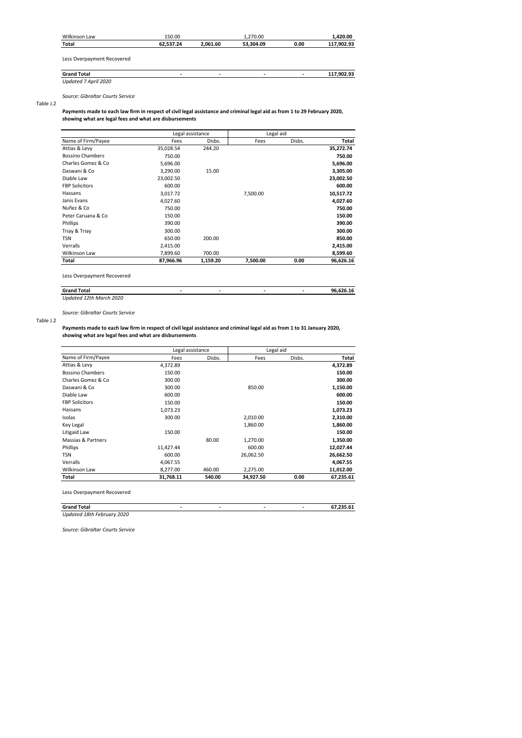| | | | | | |
|---|---|---|---|---|---|
| Wilkinson Law | 150.00 | | 1,270.00 | | **1,420.00** |
| **Total** | **62,537.24** | **2,061.60** | **53,304.09** | **0.00** | **117,902.93** |
| | | | | | |
| Less Overpayment Recovered | | | | | |
| | | | | | |
| **Grand Total** | **-** | **-** | **-** | **-** | **117,902.93** |

*Updated 7 April 2020*

*Source: Gibraltar Courts Service*

Table J.2

**Payments made to each law firm in respect of civil legal assistance and criminal legal aid as from 1 to 29 February 2020, showing what are legal fees and what are disbursements**

| | Legal assistance | | Legal aid | | |
|---|---|---|---|---|---|
| Name of Firm/Payee | Fees | Disbs. | Fees | Disbs. | Total |
| Attias & Levy | 35,028.54 | 244.20 | | | **35,272.74** |
| Bossino Chambers | 750.00 | | | | **750.00** |
| Charles Gomez & Co | 5,696.00 | | | | **5,696.00** |
| Daswani & Co | 3,290.00 | 15.00 | | | **3,305.00** |
| Diable Law | 23,002.50 | | | | **23,002.50** |
| FBP Solicitors | 600.00 | | | | **600.00** |
| Hassans | 3,017.72 | | 7,500.00 | | **10,517.72** |
| Janis Evans | 4,027.60 | | | | **4,027.60** |
| Nuñez & Co | 750.00 | | | | **750.00** |
| Peter Caruana & Co | 150.00 | | | | **150.00** |
| Phillips | 390.00 | | | | **390.00** |
| Triay & Triay | 300.00 | | | | **300.00** |
| TSN | 650.00 | 200.00 | | | **850.00** |
| Verralls | 2,415.00 | | | | **2,415.00** |
| Wilkinson Law | 7,899.60 | 700.00 | | | **8,599.60** |
| **Total** | **87,966.96** | **1,159.20** | **7,500.00** | **0.00** | **96,626.16** |
| | | | | | |
| Less Overpayment Recovered | | | | | |
| | | | | | |
| **Grand Total** | **-** | **-** | **-** | **-** | **96,626.16** |

*Updated 12th March 2020*

*Source: Gibraltar Courts Service*

Table J.2

**Payments made to each law firm in respect of civil legal assistance and criminal legal aid as from 1 to 31 January 2020, showing what are legal fees and what are disbursements**

| | Legal assistance | | Legal aid | | |
|---|---|---|---|---|---|
| Name of Firm/Payee | Fees | Disbs. | Fees | Disbs. | Total |
| Attias & Levy | 4,372.89 | | | | **4,372.89** |
| Bossino Chambers | 150.00 | | | | **150.00** |
| Charles Gomez & Co | 300.00 | | | | **300.00** |
| Daswani & Co | 300.00 | | 850.00 | | **1,150.00** |
| Diable Law | 600.00 | | | | **600.00** |
| FBP Solicitors | 150.00 | | | | **150.00** |
| Hassans | 1,073.23 | | | | **1,073.23** |
| Isolas | 300.00 | | 2,010.00 | | **2,310.00** |
| Key Legal | | | 1,860.00 | | **1,860.00** |
| Litigaid Law | 150.00 | | | | **150.00** |
| Massias & Partners | | 80.00 | 1,270.00 | | **1,350.00** |
| Phillips | 11,427.44 | | 600.00 | | **12,027.44** |
| TSN | 600.00 | | 26,062.50 | | **26,662.50** |
| Verralls | 4,067.55 | | | | **4,067.55** |
| Wilkinson Law | 8,277.00 | 460.00 | 2,275.00 | | **11,012.00** |
| **Total** | **31,768.11** | **540.00** | **34,927.50** | **0.00** | **67,235.61** |
| | | | | | |
| Less Overpayment Recovered | | | | | |
| | | | | | |
| **Grand Total** | **-** | **-** | **-** | **-** | **67,235.61** |

*Updated 18th February 2020*

*Source: Gibraltar Courts Service*